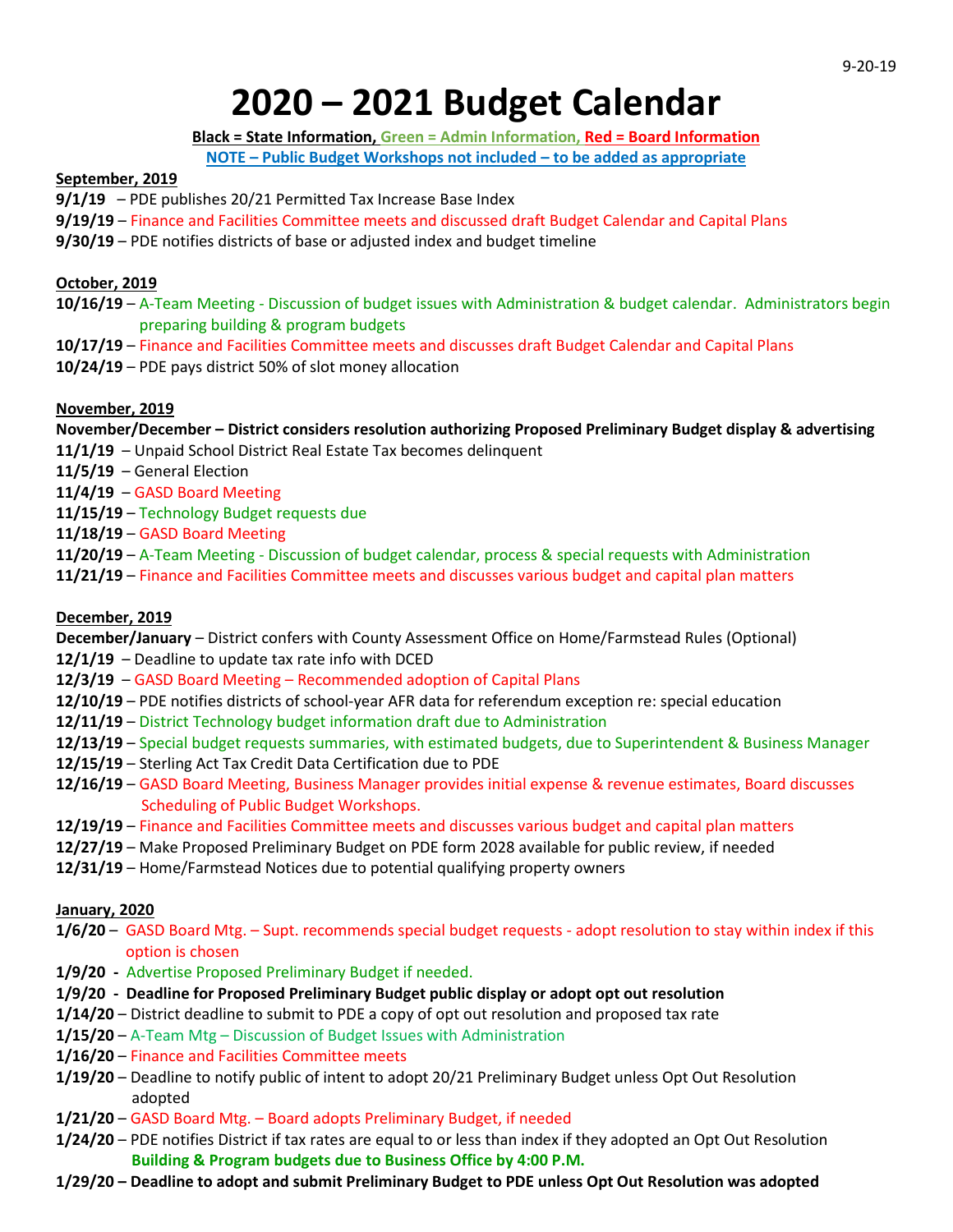9-20-19

# 2020 – 2021 Budget Calendar

**Black = State Information, Green = Admin Information, Red = Board Information**

**NOTE – Public Budget Workshops not included – to be added as appropriate**

**September, 2019**

**9/1/19** – PDE publishes 20/21 Permitted Tax Increase Base Index
**9/19/19** – Finance and Facilities Committee meets and discussed draft Budget Calendar and Capital Plans
**9/30/19** – PDE notifies districts of base or adjusted index and budget timeline

**October, 2019**

**10/16/19** – A-Team Meeting - Discussion of budget issues with Administration & budget calendar. Administrators begin preparing building & program budgets
**10/17/19** – Finance and Facilities Committee meets and discusses draft Budget Calendar and Capital Plans
**10/24/19** – PDE pays district 50% of slot money allocation

**November, 2019**

**November/December – District considers resolution authorizing Proposed Preliminary Budget display & advertising**
**11/1/19** – Unpaid School District Real Estate Tax becomes delinquent
**11/5/19** – General Election
**11/4/19** – GASD Board Meeting
**11/15/19** – Technology Budget requests due
**11/18/19** – GASD Board Meeting
**11/20/19** – A-Team Meeting - Discussion of budget calendar, process & special requests with Administration
**11/21/19** – Finance and Facilities Committee meets and discusses various budget and capital plan matters

**December, 2019**

**December/January** – District confers with County Assessment Office on Home/Farmstead Rules (Optional)
**12/1/19** – Deadline to update tax rate info with DCED
**12/3/19** – GASD Board Meeting – Recommended adoption of Capital Plans
**12/10/19** – PDE notifies districts of school-year AFR data for referendum exception re: special education
**12/11/19** – District Technology budget information draft due to Administration
**12/13/19** – Special budget requests summaries, with estimated budgets, due to Superintendent & Business Manager
**12/15/19** – Sterling Act Tax Credit Data Certification due to PDE
**12/16/19** – GASD Board Meeting, Business Manager provides initial expense & revenue estimates, Board discusses Scheduling of Public Budget Workshops.
**12/19/19** – Finance and Facilities Committee meets and discusses various budget and capital plan matters
**12/27/19** – Make Proposed Preliminary Budget on PDE form 2028 available for public review, if needed
**12/31/19** – Home/Farmstead Notices due to potential qualifying property owners

**January, 2020**

**1/6/20** – GASD Board Mtg. – Supt. recommends special budget requests - adopt resolution to stay within index if this option is chosen
**1/9/20** - Advertise Proposed Preliminary Budget if needed.
**1/9/20 - Deadline for Proposed Preliminary Budget public display or adopt opt out resolution**
**1/14/20** – District deadline to submit to PDE a copy of opt out resolution and proposed tax rate
**1/15/20** – A-Team Mtg – Discussion of Budget Issues with Administration
**1/16/20** – Finance and Facilities Committee meets
**1/19/20** – Deadline to notify public of intent to adopt 20/21 Preliminary Budget unless Opt Out Resolution adopted
**1/21/20** – GASD Board Mtg. – Board adopts Preliminary Budget, if needed
**1/24/20** – PDE notifies District if tax rates are equal to or less than index if they adopted an Opt Out Resolution
**Building & Program budgets due to Business Office by 4:00 P.M.**
**1/29/20 – Deadline to adopt and submit Preliminary Budget to PDE unless Opt Out Resolution was adopted**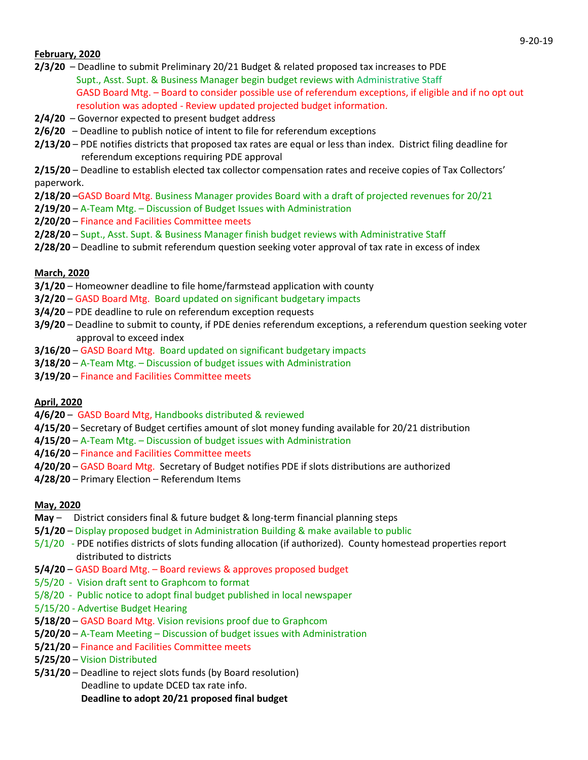**February, 2020**

**2/3/20** – Deadline to submit Preliminary 20/21 Budget & related proposed tax increases to PDE
Supt., Asst. Supt. & Business Manager begin budget reviews with Administrative Staff
GASD Board Mtg. – Board to consider possible use of referendum exceptions, if eligible and if no opt out resolution was adopted - Review updated projected budget information.

**2/4/20** – Governor expected to present budget address

**2/6/20** – Deadline to publish notice of intent to file for referendum exceptions

**2/13/20** – PDE notifies districts that proposed tax rates are equal or less than index. District filing deadline for referendum exceptions requiring PDE approval

**2/15/20** – Deadline to establish elected tax collector compensation rates and receive copies of Tax Collectors' paperwork.

**2/18/20** –GASD Board Mtg. Business Manager provides Board with a draft of projected revenues for 20/21

**2/19/20** – A-Team Mtg. – Discussion of Budget Issues with Administration

**2/20/20** – Finance and Facilities Committee meets

**2/28/20** – Supt., Asst. Supt. & Business Manager finish budget reviews with Administrative Staff

**2/28/20** – Deadline to submit referendum question seeking voter approval of tax rate in excess of index

**March, 2020**

**3/1/20** – Homeowner deadline to file home/farmstead application with county

**3/2/20** – GASD Board Mtg. Board updated on significant budgetary impacts

**3/4/20** – PDE deadline to rule on referendum exception requests

**3/9/20** – Deadline to submit to county, if PDE denies referendum exceptions, a referendum question seeking voter approval to exceed index

**3/16/20** – GASD Board Mtg. Board updated on significant budgetary impacts

**3/18/20** – A-Team Mtg. – Discussion of budget issues with Administration

**3/19/20** – Finance and Facilities Committee meets

**April, 2020**

**4/6/20** – GASD Board Mtg, Handbooks distributed & reviewed

**4/15/20** – Secretary of Budget certifies amount of slot money funding available for 20/21 distribution

**4/15/20** – A-Team Mtg. – Discussion of budget issues with Administration

**4/16/20** – Finance and Facilities Committee meets

**4/20/20** – GASD Board Mtg. Secretary of Budget notifies PDE if slots distributions are authorized

**4/28/20** – Primary Election – Referendum Items

**May, 2020**

**May** – District considers final & future budget & long-term financial planning steps

**5/1/20** – Display proposed budget in Administration Building & make available to public

5/1/20 - PDE notifies districts of slots funding allocation (if authorized). County homestead properties report distributed to districts

**5/4/20** – GASD Board Mtg. – Board reviews & approves proposed budget

5/5/20 - Vision draft sent to Graphcom to format

5/8/20 - Public notice to adopt final budget published in local newspaper

5/15/20 - Advertise Budget Hearing

**5/18/20** – GASD Board Mtg. Vision revisions proof due to Graphcom

**5/20/20** – A-Team Meeting – Discussion of budget issues with Administration

**5/21/20** – Finance and Facilities Committee meets

**5/25/20** – Vision Distributed

**5/31/20** – Deadline to reject slots funds (by Board resolution)
Deadline to update DCED tax rate info.
**Deadline to adopt 20/21 proposed final budget**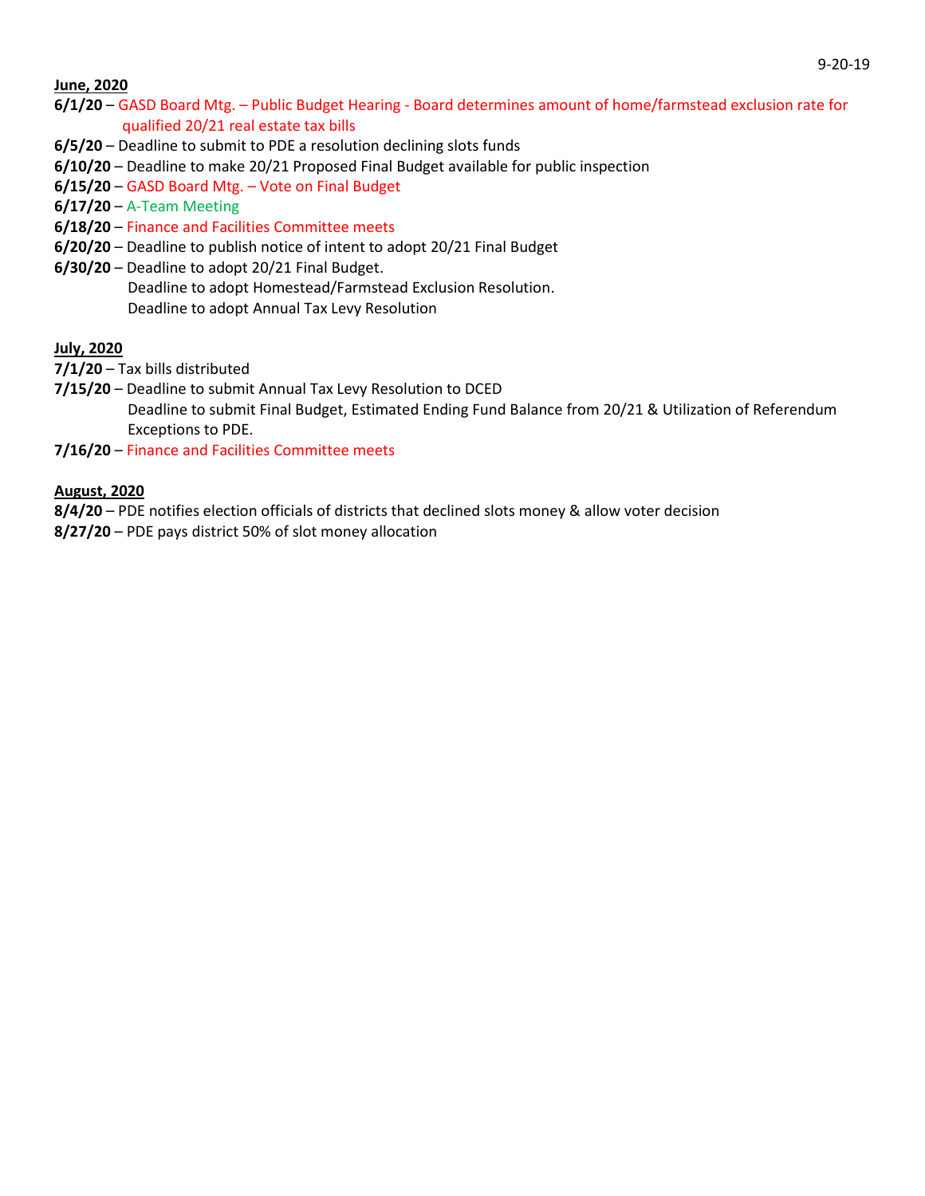9-20-19

**June, 2020**

**6/1/20** – GASD Board Mtg. – Public Budget Hearing - Board determines amount of home/farmstead exclusion rate for qualified 20/21 real estate tax bills

**6/5/20** – Deadline to submit to PDE a resolution declining slots funds

**6/10/20** – Deadline to make 20/21 Proposed Final Budget available for public inspection

**6/15/20** – GASD Board Mtg. – Vote on Final Budget

**6/17/20** – A-Team Meeting

**6/18/20** – Finance and Facilities Committee meets

**6/20/20** – Deadline to publish notice of intent to adopt 20/21 Final Budget

**6/30/20** – Deadline to adopt 20/21 Final Budget.
Deadline to adopt Homestead/Farmstead Exclusion Resolution.
Deadline to adopt Annual Tax Levy Resolution

**July, 2020**

**7/1/20** – Tax bills distributed

**7/15/20** – Deadline to submit Annual Tax Levy Resolution to DCED
Deadline to submit Final Budget, Estimated Ending Fund Balance from 20/21 & Utilization of Referendum Exceptions to PDE.

**7/16/20** – Finance and Facilities Committee meets

**August, 2020**

**8/4/20** – PDE notifies election officials of districts that declined slots money & allow voter decision

**8/27/20** – PDE pays district 50% of slot money allocation